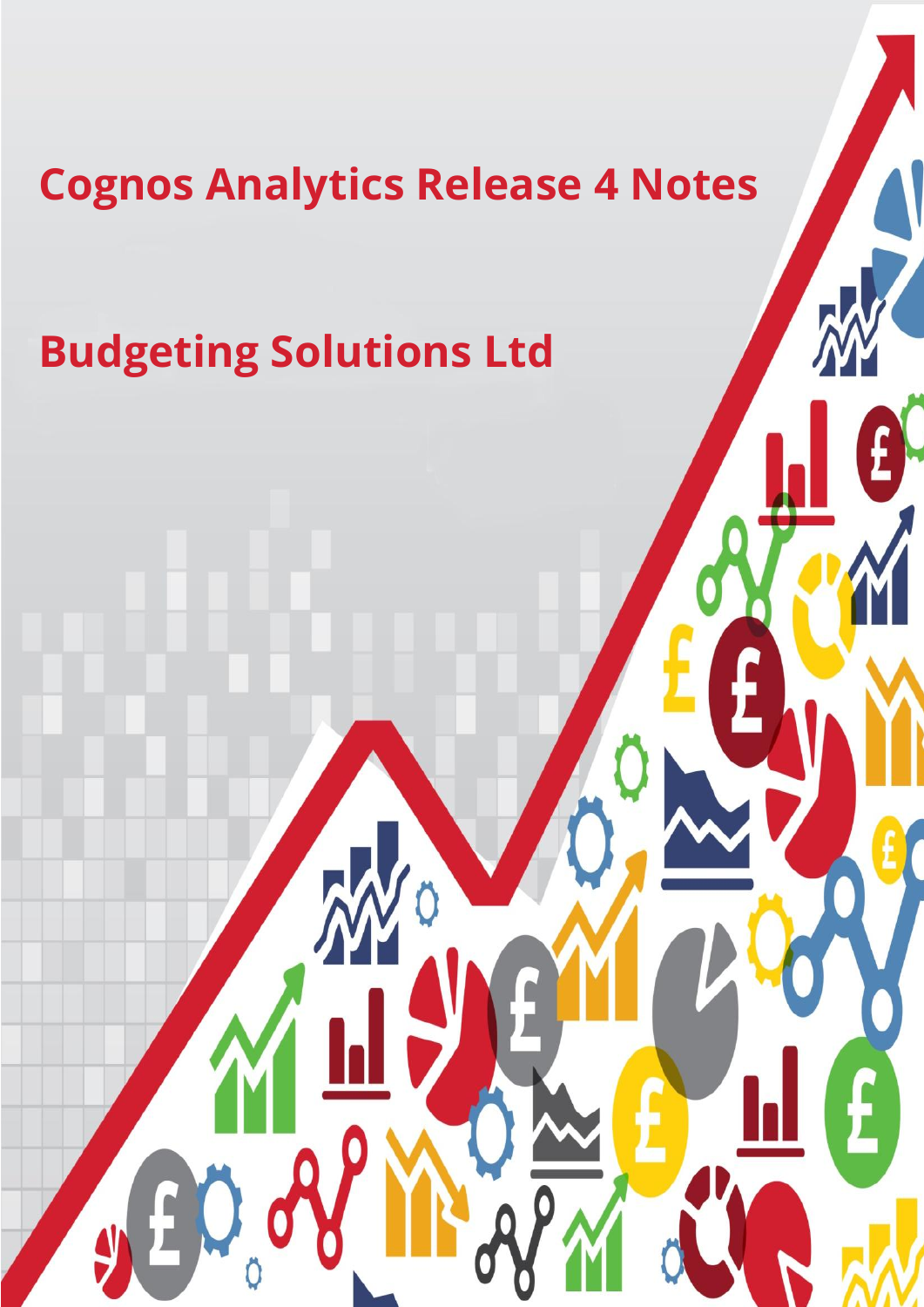# Cognos Analytics Release 4 Notes

## Budgeting Solutions Ltd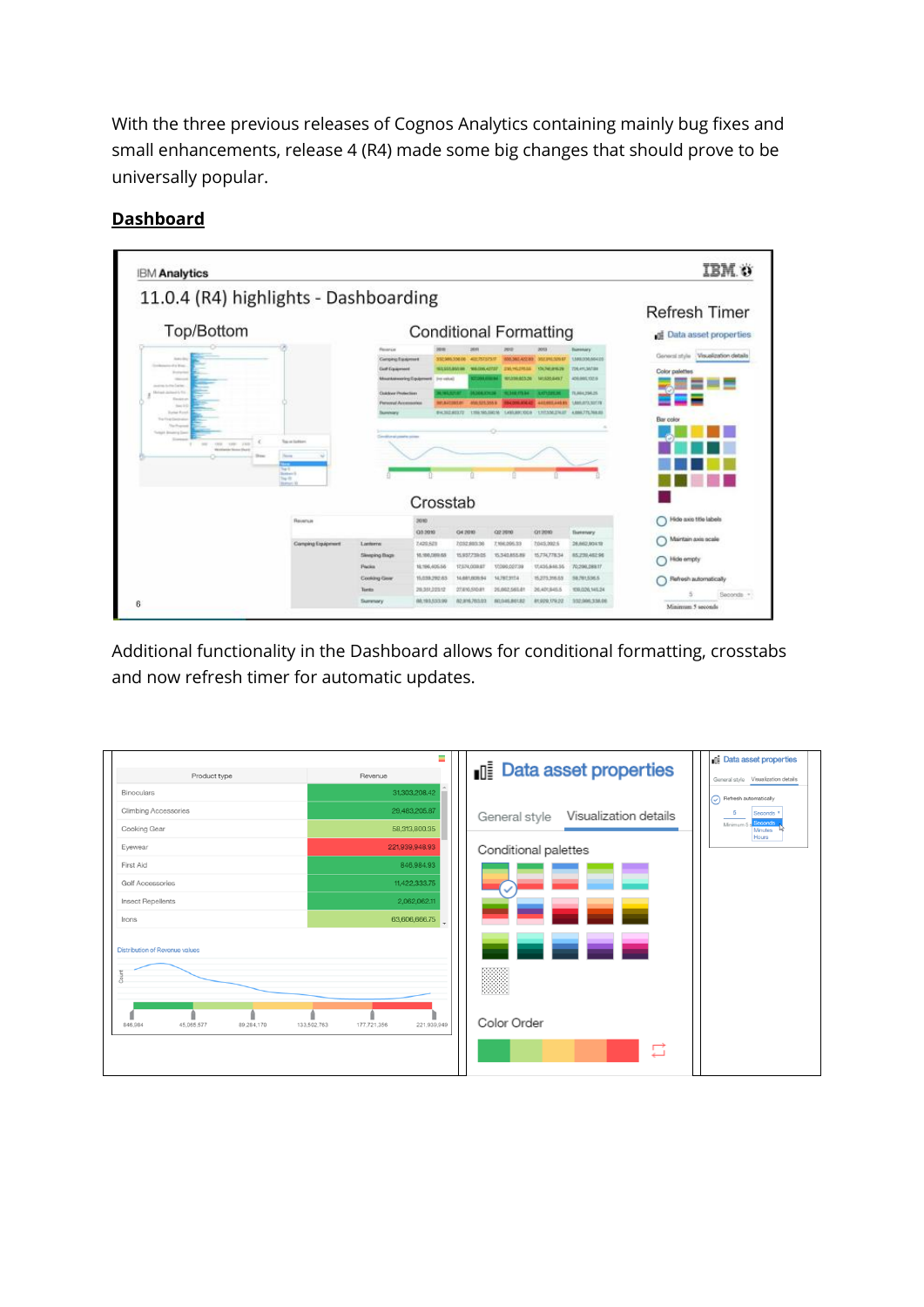With the three previous releases of Cognos Analytics containing mainly bug fixes and small enhancements, release 4 (R4) made some big changes that should prove to be universally popular.

**Dashboard**

Additional functionality in the Dashboard allows for conditional formatting, crosstabs and now refresh timer for automatic updates.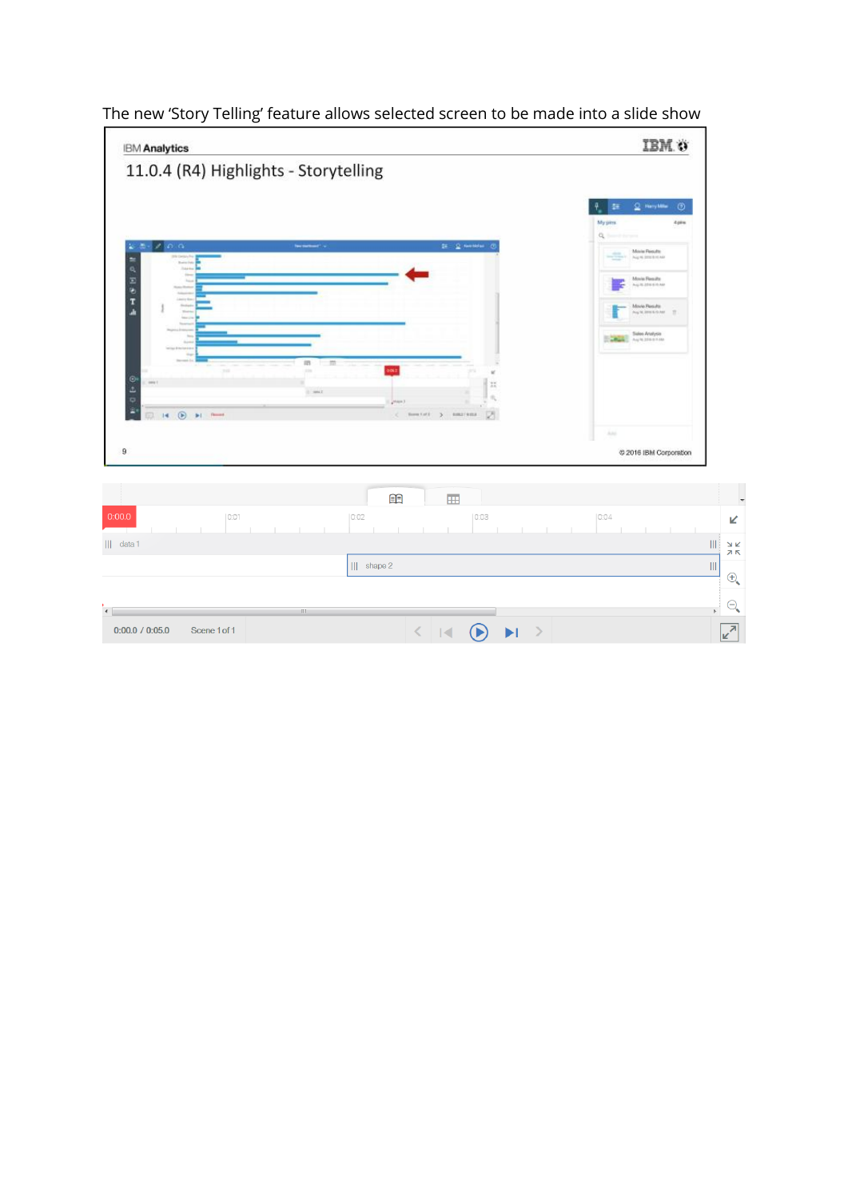The new ‘Story Telling’ feature allows selected screen to be made into a slide show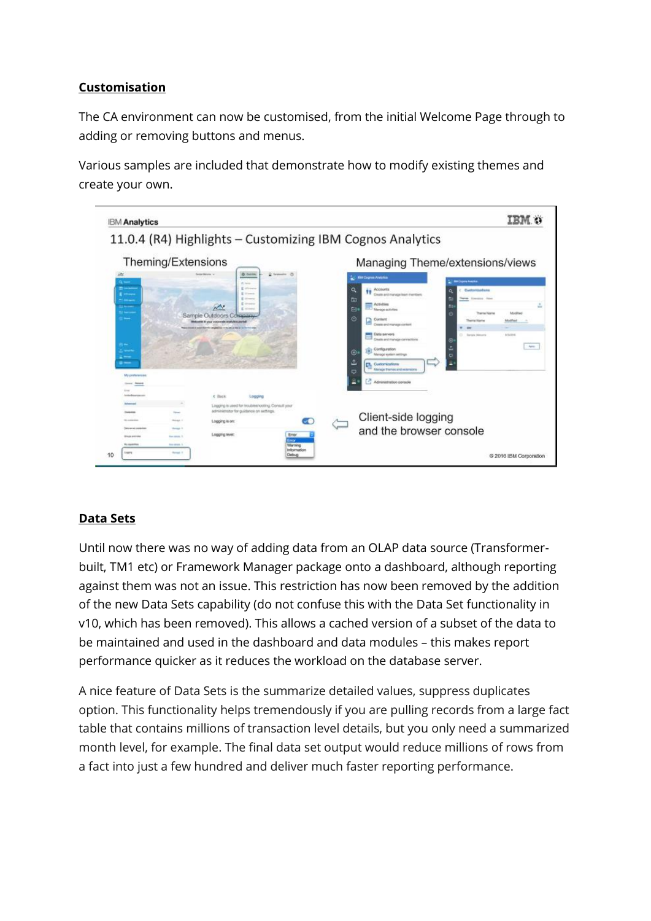**Customisation**

The CA environment can now be customised, from the initial Welcome Page through to adding or removing buttons and menus.

Various samples are included that demonstrate how to modify existing themes and create your own.

**Data Sets**

Until now there was no way of adding data from an OLAP data source (Transformer-built, TM1 etc) or Framework Manager package onto a dashboard, although reporting against them was not an issue. This restriction has now been removed by the addition of the new Data Sets capability (do not confuse this with the Data Set functionality in v10, which has been removed). This allows a cached version of a subset of the data to be maintained and used in the dashboard and data modules – this makes report performance quicker as it reduces the workload on the database server.

A nice feature of Data Sets is the summarize detailed values, suppress duplicates option. This functionality helps tremendously if you are pulling records from a large fact table that contains millions of transaction level details, but you only need a summarized month level, for example. The final data set output would reduce millions of rows from a fact into just a few hundred and deliver much faster reporting performance.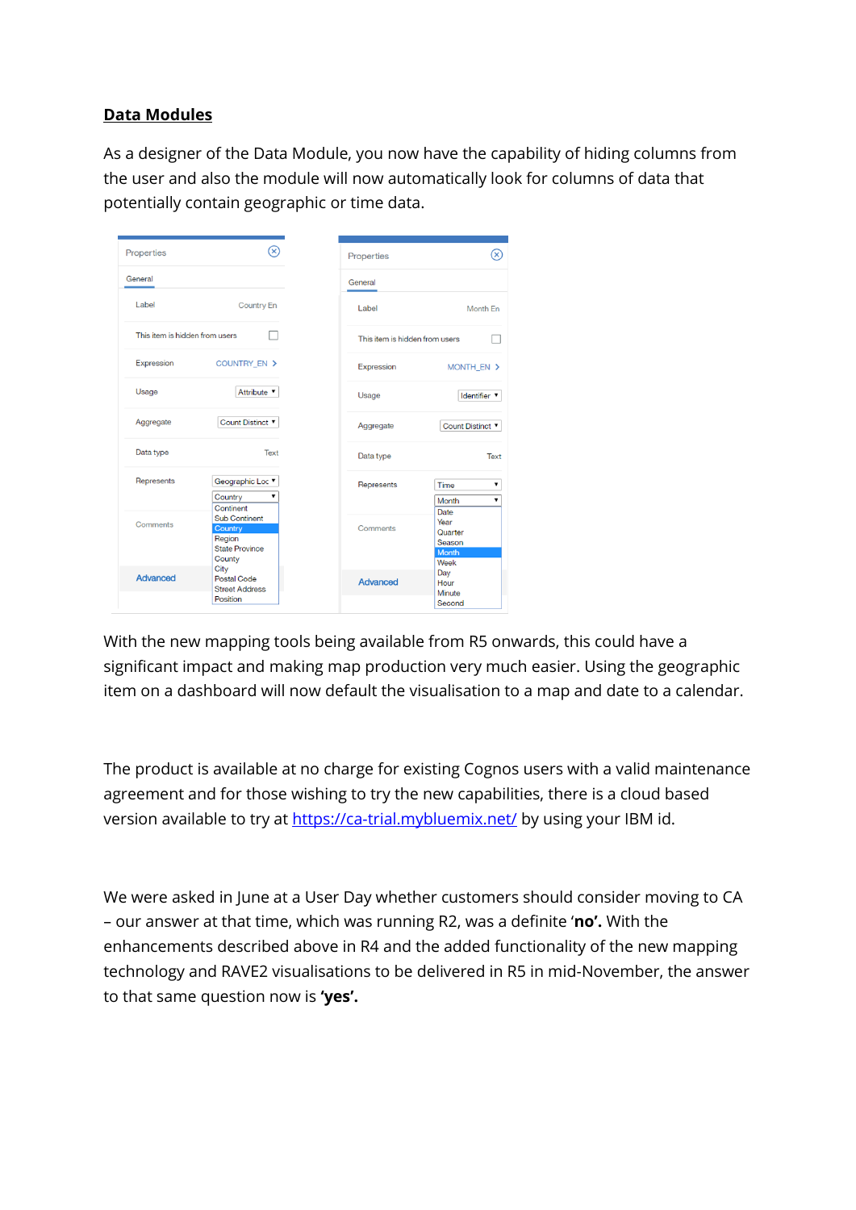## Data Modules

As a designer of the Data Module, you now have the capability of hiding columns from the user and also the module will now automatically look for columns of data that potentially contain geographic or time data.

With the new mapping tools being available from R5 onwards, this could have a significant impact and making map production very much easier. Using the geographic item on a dashboard will now default the visualisation to a map and date to a calendar.

The product is available at no charge for existing Cognos users with a valid maintenance agreement and for those wishing to try the new capabilities, there is a cloud based version available to try at [https://ca-trial.mybluemix.net/](https://ca-trial.mybluemix.net/) by using your IBM id.

We were asked in June at a User Day whether customers should consider moving to CA – our answer at that time, which was running R2, was a definite '**no'.** With the enhancements described above in R4 and the added functionality of the new mapping technology and RAVE2 visualisations to be delivered in R5 in mid-November, the answer to that same question now is **'yes'.**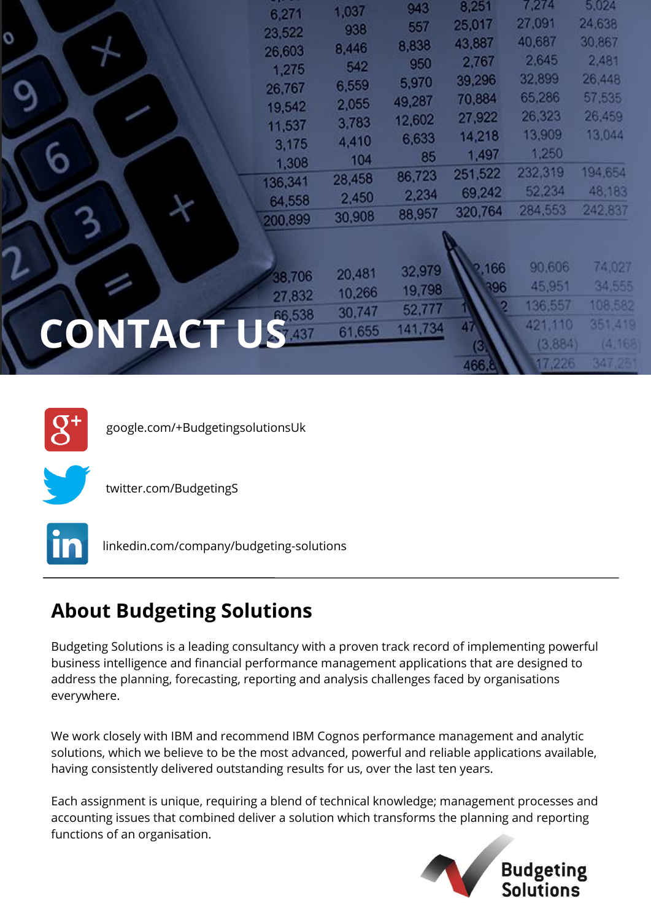# CONTACT US

google.com/+BudgetingsolutionsUk

twitter.com/BudgetingS

linkedin.com/company/budgeting-solutions

---

## About Budgeting Solutions

Budgeting Solutions is a leading consultancy with a proven track record of implementing powerful business intelligence and financial performance management applications that are designed to address the planning, forecasting, reporting and analysis challenges faced by organisations everywhere.

We work closely with IBM and recommend IBM Cognos performance management and analytic solutions, which we believe to be the most advanced, powerful and reliable applications available, having consistently delivered outstanding results for us, over the last ten years.

Each assignment is unique, requiring a blend of technical knowledge; management processes and accounting issues that combined deliver a solution which transforms the planning and reporting functions of an organisation.

Budgeting Solutions